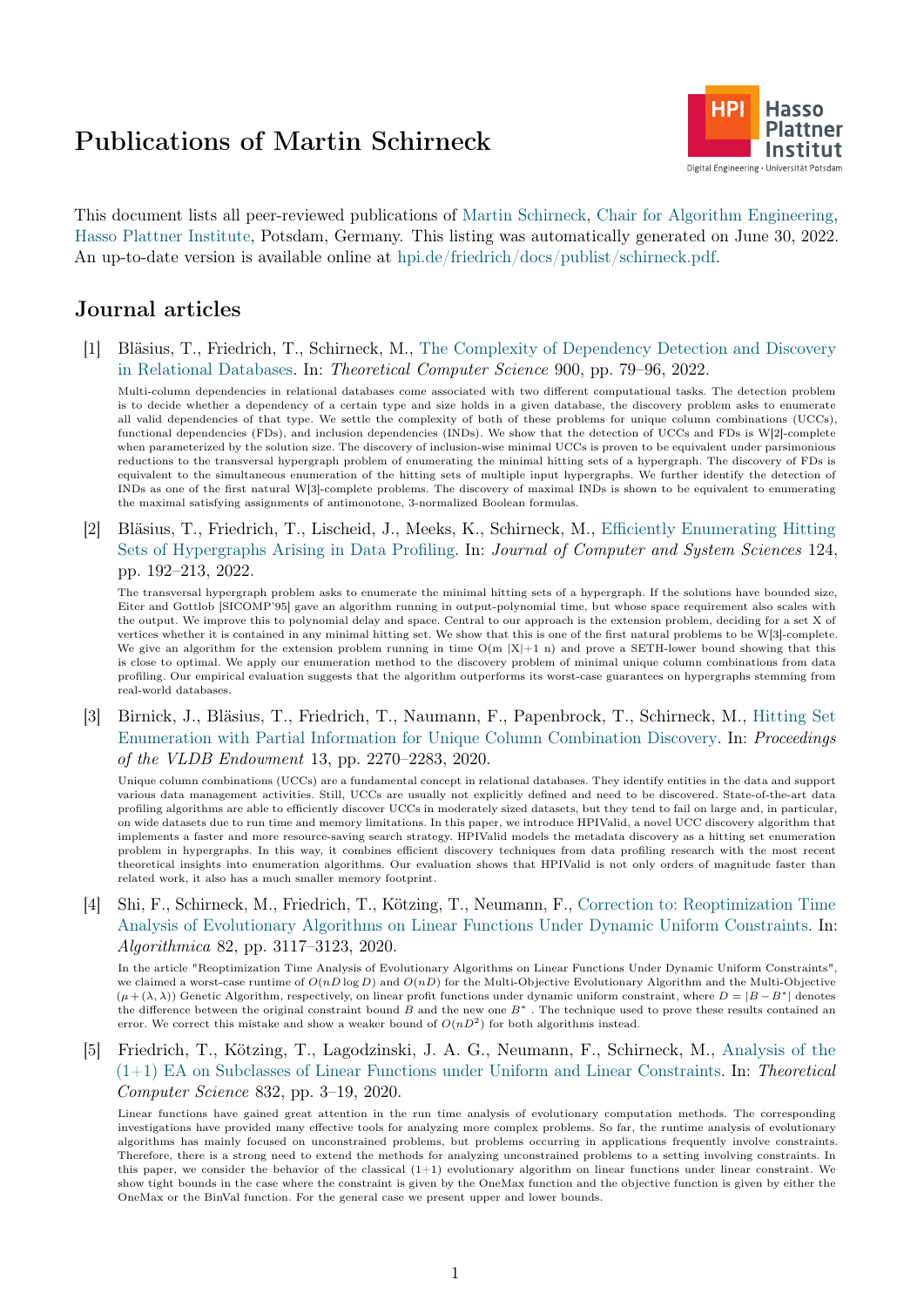# Publications of Martin Schirneck

This document lists all peer-reviewed publications of Martin Schirneck, Chair for Algorithm Engineering, Hasso Plattner Institute, Potsdam, Germany. This listing was automatically generated on June 30, 2022. An up-to-date version is available online at hpi.de/friedrich/docs/publist/schirneck.pdf.

## Journal articles

[1] Bläsius, T., Friedrich, T., Schirneck, M., The Complexity of Dependency Detection and Discovery in Relational Databases. In: *Theoretical Computer Science* 900, pp. 79–96, 2022.

Multi-column dependencies in relational databases come associated with two different computational tasks. The detection problem is to decide whether a dependency of a certain type and size holds in a given database, the discovery problem asks to enumerate all valid dependencies of that type. We settle the complexity of both of these problems for unique column combinations (UCCs), functional dependencies (FDs), and inclusion dependencies (INDs). We show that the detection of UCCs and FDs is W[2]-complete when parameterized by the solution size. The discovery of inclusion-wise minimal UCCs is proven to be equivalent under parsimonious reductions to the transversal hypergraph problem of enumerating the minimal hitting sets of a hypergraph. The discovery of FDs is equivalent to the simultaneous enumeration of the hitting sets of multiple input hypergraphs. We further identify the detection of INDs as one of the first natural W[3]-complete problems. The discovery of maximal INDs is shown to be equivalent to enumerating the maximal satisfying assignments of antimonotone, 3-normalized Boolean formulas.

[2] Bläsius, T., Friedrich, T., Lischeid, J., Meeks, K., Schirneck, M., Efficiently Enumerating Hitting Sets of Hypergraphs Arising in Data Profiling. In: *Journal of Computer and System Sciences* 124, pp. 192–213, 2022.

The transversal hypergraph problem asks to enumerate the minimal hitting sets of a hypergraph. If the solutions have bounded size, Eiter and Gottlob [SICOMP'95] gave an algorithm running in output-polynomial time, but whose space requirement also scales with the output. We improve this to polynomial delay and space. Central to our approach is the extension problem, deciding for a set X of vertices whether it is contained in any minimal hitting set. We show that this is one of the first natural problems to be W[3]-complete. We give an algorithm for the extension problem running in time O(m |X|+1 n) and prove a SETH-lower bound showing that this is close to optimal. We apply our enumeration method to the discovery problem of minimal unique column combinations from data profiling. Our empirical evaluation suggests that the algorithm outperforms its worst-case guarantees on hypergraphs stemming from real-world databases.

[3] Birnick, J., Bläsius, T., Friedrich, T., Naumann, F., Papenbrock, T., Schirneck, M., Hitting Set Enumeration with Partial Information for Unique Column Combination Discovery. In: *Proceedings of the VLDB Endowment* 13, pp. 2270–2283, 2020.

Unique column combinations (UCCs) are a fundamental concept in relational databases. They identify entities in the data and support various data management activities. Still, UCCs are usually not explicitly defined and need to be discovered. State-of-the-art data profiling algorithms are able to efficiently discover UCCs in moderately sized datasets, but they tend to fail on large and, in particular, on wide datasets due to run time and memory limitations. In this paper, we introduce HPIValid, a novel UCC discovery algorithm that implements a faster and more resource-saving search strategy. HPIValid models the metadata discovery as a hitting set enumeration problem in hypergraphs. In this way, it combines efficient discovery techniques from data profiling research with the most recent theoretical insights into enumeration algorithms. Our evaluation shows that HPIValid is not only orders of magnitude faster than related work, it also has a much smaller memory footprint.

[4] Shi, F., Schirneck, M., Friedrich, T., Kötzing, T., Neumann, F., Correction to: Reoptimization Time Analysis of Evolutionary Algorithms on Linear Functions Under Dynamic Uniform Constraints. In: *Algorithmica* 82, pp. 3117–3123, 2020.

In the article "Reoptimization Time Analysis of Evolutionary Algorithms on Linear Functions Under Dynamic Uniform Constraints", we claimed a worst-case runtime of $O(nD \log D)$ and $O(nD)$ for the Multi-Objective Evolutionary Algorithm and the Multi-Objective $(\mu + (\lambda, \lambda))$ Genetic Algorithm, respectively, on linear profit functions under dynamic uniform constraint, where $D = |B - B^*|$ denotes the difference between the original constraint bound $B$ and the new one $B^*$. The technique used to prove these results contained an error. We correct this mistake and show a weaker bound of $O(nD^2)$ for both algorithms instead.

[5] Friedrich, T., Kötzing, T., Lagodzinski, J. A. G., Neumann, F., Schirneck, M., Analysis of the (1+1) EA on Subclasses of Linear Functions under Uniform and Linear Constraints. In: *Theoretical Computer Science* 832, pp. 3–19, 2020.

Linear functions have gained great attention in the run time analysis of evolutionary computation methods. The corresponding investigations have provided many effective tools for analyzing more complex problems. So far, the runtime analysis of evolutionary algorithms has mainly focused on unconstrained problems, but problems occurring in applications frequently involve constraints. Therefore, there is a strong need to extend the methods for analyzing unconstrained problems to a setting involving constraints. In this paper, we consider the behavior of the classical (1+1) evolutionary algorithm on linear functions under linear constraint. We show tight bounds in the case where the constraint is given by the OneMax function and the objective function is given by either the OneMax or the BinVal function. For the general case we present upper and lower bounds.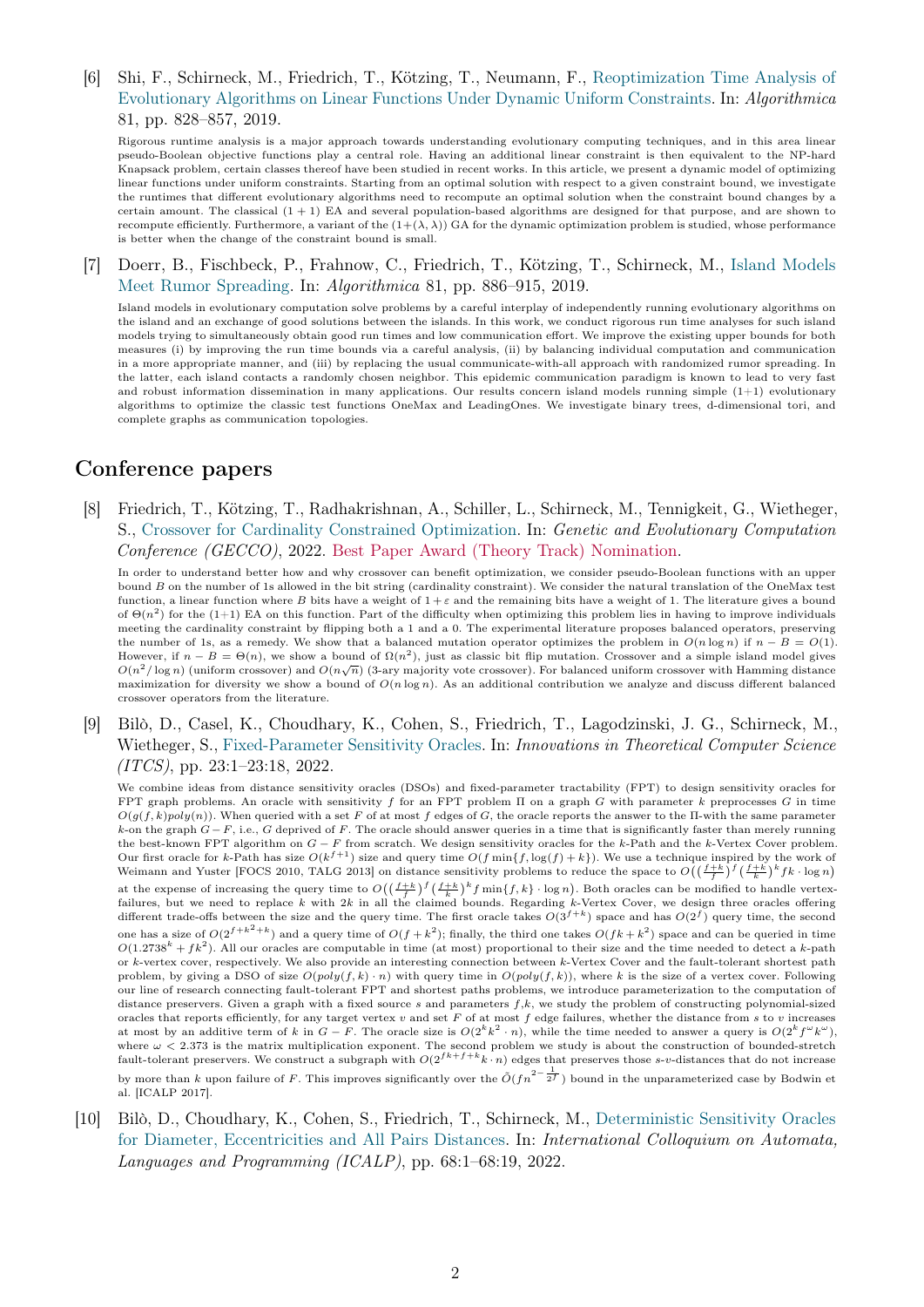[6] Shi, F., Schirneck, M., Friedrich, T., Kötzing, T., Neumann, F., Reoptimization Time Analysis of Evolutionary Algorithms on Linear Functions Under Dynamic Uniform Constraints. In: *Algorithmica* 81, pp. 828–857, 2019.

Rigorous runtime analysis is a major approach towards understanding evolutionary computing techniques, and in this area linear pseudo-Boolean objective functions play a central role. Having an additional linear constraint is then equivalent to the NP-hard Knapsack problem, certain classes thereof have been studied in recent works. In this article, we present a dynamic model of optimizing linear functions under uniform constraints. Starting from an optimal solution with respect to a given constraint bound, we investigate the runtimes that different evolutionary algorithms need to recompute an optimal solution when the constraint bound changes by a certain amount. The classical (1 + 1) EA and several population-based algorithms are designed for that purpose, and are shown to recompute efficiently. Furthermore, a variant of the $(1+(\lambda, \lambda))$ GA for the dynamic optimization problem is studied, whose performance is better when the change of the constraint bound is small.

[7] Doerr, B., Fischbeck, P., Frahnow, C., Friedrich, T., Kötzing, T., Schirneck, M., Island Models Meet Rumor Spreading. In: *Algorithmica* 81, pp. 886–915, 2019.

Island models in evolutionary computation solve problems by a careful interplay of independently running evolutionary algorithms on the island and an exchange of good solutions between the islands. In this work, we conduct rigorous run time analyses for such island models trying to simultaneously obtain good run times and low communication effort. We improve the existing upper bounds for both measures (i) by improving the run time bounds via a careful analysis, (ii) by balancing individual computation and communication in a more appropriate manner, and (iii) by replacing the usual communicate-with-all approach with randomized rumor spreading. In the latter, each island contacts a randomly chosen neighbor. This epidemic communication paradigm is known to lead to very fast and robust information dissemination in many applications. Our results concern island models running simple (1+1) evolutionary algorithms to optimize the classic test functions OneMax and LeadingOnes. We investigate binary trees, d-dimensional tori, and complete graphs as communication topologies.

## Conference papers

[8] Friedrich, T., Kötzing, T., Radhakrishnan, A., Schiller, L., Schirneck, M., Tennigkeit, G., Wietheger, S., Crossover for Cardinality Constrained Optimization. In: *Genetic and Evolutionary Computation Conference (GECCO)*, 2022. Best Paper Award (Theory Track) Nomination.

In order to understand better how and why crossover can benefit optimization, we consider pseudo-Boolean functions with an upper bound $B$ on the number of 1s allowed in the bit string (cardinality constraint). We consider the natural translation of the OneMax test function, a linear function where $B$ bits have a weight of $1+\varepsilon$ and the remaining bits have a weight of 1. The literature gives a bound of $\Theta(n^2)$ for the (1+1) EA on this function. Part of the difficulty when optimizing this problem lies in having to improve individuals meeting the cardinality constraint by flipping both a 1 and a 0. The experimental literature proposes balanced operators, preserving the number of 1s, as a remedy. We show that a balanced mutation operator optimizes the problem in $O(n \log n)$ if $n - B = O(1)$. However, if $n - B = \Theta(n)$, we show a bound of $\Omega(n^2)$, just as classic bit flip mutation. Crossover and a simple island model gives $O(n^2/\log n)$ (uniform crossover) and $O(n\sqrt{n})$ (3-ary majority vote crossover). For balanced uniform crossover with Hamming distance maximization for diversity we show a bound of $O(n \log n)$. As an additional contribution we analyze and discuss different balanced crossover operators from the literature.

[9] Bilò, D., Casel, K., Choudhary, K., Cohen, S., Friedrich, T., Lagodzinski, J. G., Schirneck, M., Wietheger, S., Fixed-Parameter Sensitivity Oracles. In: *Innovations in Theoretical Computer Science (ITCS)*, pp. 23:1–23:18, 2022.

We combine ideas from distance sensitivity oracles (DSOs) and fixed-parameter tractability (FPT) to design sensitivity oracles for FPT graph problems. An oracle with sensitivity $f$ for an FPT problem $\Pi$ on a graph $G$ with parameter $k$ preprocesses $G$ in time $O(g(f,k)poly(n))$. When queried with a set $F$ of at most $f$ edges of $G$, the oracle reports the answer to the $\Pi$-with the same parameter $k$-on the graph $G - F$, i.e., $G$ deprived of $F$. The oracle should answer queries in a time that is significantly faster than merely running the best-known FPT algorithm on $G - F$ from scratch. We design sensitivity oracles for the $k$-Path and the $k$-Vertex Cover problem. Our first oracle for $k$-Path has size $O(k^{f+1})$ size and query time $O(f \min\{f, \log(f) + k\})$. We use a technique inspired by the work of Weimann and Yuster [FOCS 2010, TALG 2013] on distance sensitivity problems to reduce the space to $O\big((\frac{f+k}{f})^f (\frac{f+k}{k})^k fk \cdot \log n\big)$ at the expense of increasing the query time to $O\big((\frac{f+k}{f})^f (\frac{f+k}{k})^k f \min\{f,k\} \cdot \log n\big)$. Both oracles can be modified to handle vertex-failures, but we need to replace $k$ with $2k$ in all the claimed bounds. Regarding $k$-Vertex Cover, we design three oracles offering different trade-offs between the size and the query time. The first oracle takes $O(3^{f+k})$ space and has $O(2^f)$ query time, the second one has a size of $O(2^{f+k^2+k})$ and a query time of $O(f+k^2)$; finally, the third one takes $O(fk+k^2)$ space and can be queried in time $O(1.2738^k + fk^2)$. All our oracles are computable in time (at most) proportional to their size and the time needed to detect a $k$-path or $k$-vertex cover, respectively. We also provide an interesting connection between $k$-Vertex Cover and the fault-tolerant shortest path problem, by giving a DSO of size $O(poly(f,k) \cdot n)$ with query time in $O(poly(f,k))$, where $k$ is the size of a vertex cover. Following our line of research connecting fault-tolerant FPT and shortest paths problems, we introduce parameterization to the computation of distance preservers. Given a graph with a fixed source $s$ and parameters $f,k$, we study the problem of constructing polynomial-sized oracles that reports efficiently, for any target vertex $v$ and set $F$ of at most $f$ edge failures, whether the distance from $s$ to $v$ increases at most by an additive term of $k$ in $G - F$. The oracle size is $O(2^k k^2 \cdot n)$, while the time needed to answer a query is $O(2^k f^\omega k^\omega)$, where $\omega < 2.373$ is the matrix multiplication exponent. The second problem we study is about the construction of bounded-stretch fault-tolerant preservers. We construct a subgraph with $O(2^{fk+f+k} k \cdot n)$ edges that preserves those $s$-$v$-distances that do not increase by more than $k$ upon failure of $F$. This improves significantly over the $\tilde{O}(fn^{2-\frac{1}{2^f}})$ bound in the unparameterized case by Bodwin et al. [ICALP 2017].

[10] Bilò, D., Choudhary, K., Cohen, S., Friedrich, T., Schirneck, M., Deterministic Sensitivity Oracles for Diameter, Eccentricities and All Pairs Distances. In: *International Colloquium on Automata, Languages and Programming (ICALP)*, pp. 68:1–68:19, 2022.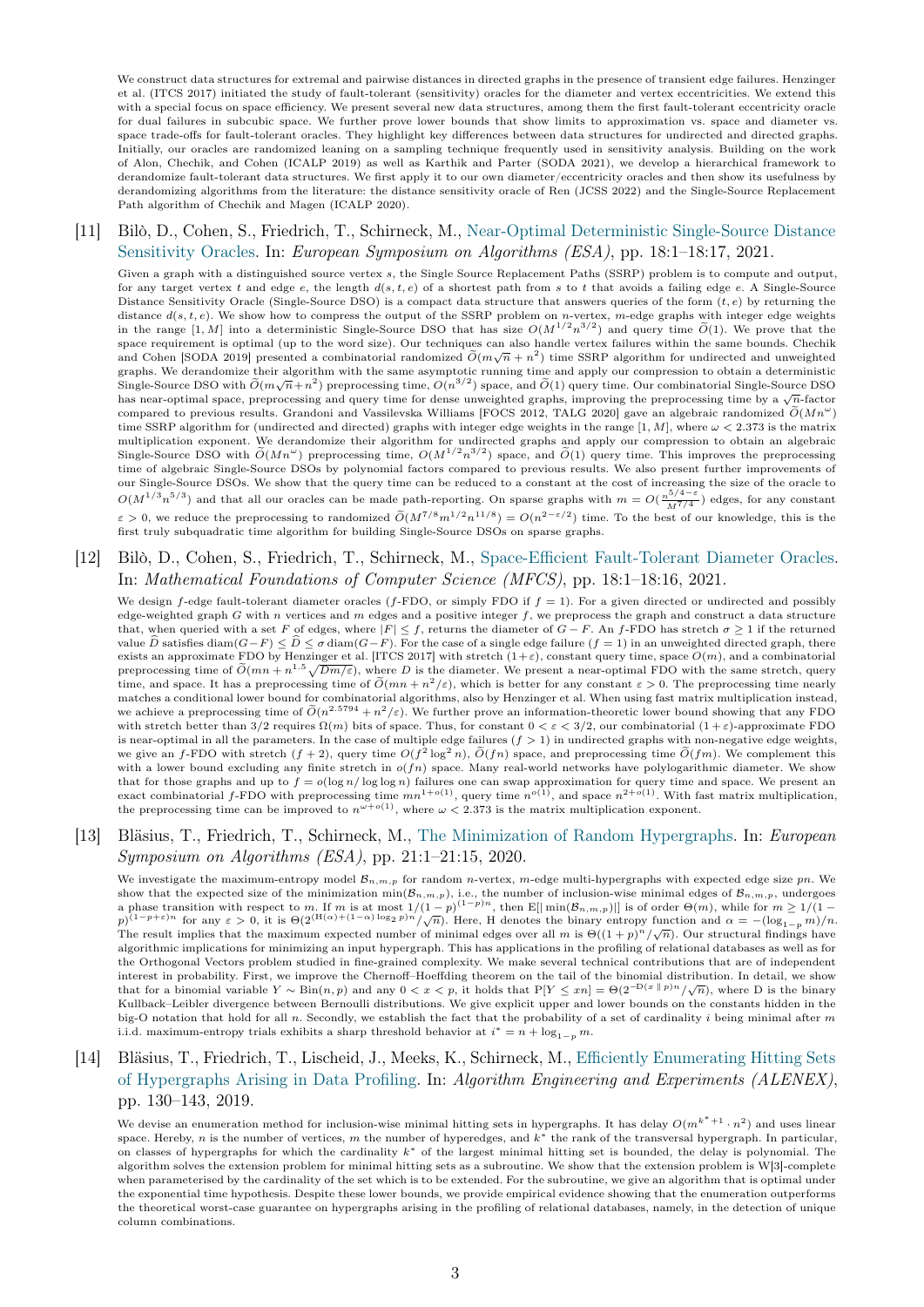We construct data structures for extremal and pairwise distances in directed graphs in the presence of transient edge failures. Henzinger et al. (ITCS 2017) initiated the study of fault-tolerant (sensitivity) oracles for the diameter and vertex eccentricities. We extend this with a special focus on space efficiency. We present several new data structures, among them the first fault-tolerant eccentricity oracle for dual failures in subcubic space. We further prove lower bounds that show limits to approximation vs. space and diameter vs. space trade-offs for fault-tolerant oracles. They highlight key differences between data structures for undirected and directed graphs. Initially, our oracles are randomized leaning on a sampling technique frequently used in sensitivity analysis. Building on the work of Alon, Chechik, and Cohen (ICALP 2019) as well as Karthik and Parter (SODA 2021), we develop a hierarchical framework to derandomize fault-tolerant data structures. We first apply it to our own diameter/eccentricity oracles and then show its usefulness by derandomizing algorithms from the literature: the distance sensitivity oracle of Ren (JCSS 2022) and the Single-Source Replacement Path algorithm of Chechik and Magen (ICALP 2020).

[11] Bilò, D., Cohen, S., Friedrich, T., Schirneck, M., Near-Optimal Deterministic Single-Source Distance Sensitivity Oracles. In: *European Symposium on Algorithms (ESA)*, pp. 18:1–18:17, 2021.

Given a graph with a distinguished source vertex $s$, the Single Source Replacement Paths (SSRP) problem is to compute and output, for any target vertex $t$ and edge $e$, the length $d(s,t,e)$ of a shortest path from $s$ to $t$ that avoids a failing edge $e$. A Single-Source Distance Sensitivity Oracle (Single-Source DSO) is a compact data structure that answers queries of the form $(t,e)$ by returning the distance $d(s,t,e)$. We show how to compress the output of the SSRP problem on $n$-vertex, $m$-edge graphs with integer edge weights in the range $[1,M]$ into a deterministic Single-Source DSO that has size $O(M^{1/2}n^{3/2})$ and query time $\widetilde{O}(1)$. We prove that the space requirement is optimal (up to the word size). Our techniques can also handle vertex failures within the same bounds. Chechik and Cohen [SODA 2019] presented a combinatorial randomized $\widetilde{O}(m\sqrt{n}+n^2)$ time SSRP algorithm for undirected and unweighted graphs. We derandomize their algorithm with the same asymptotic running time and apply our compression to obtain a deterministic Single-Source DSO with $\widetilde{O}(m\sqrt{n}+n^2)$ preprocessing time, $O(n^{3/2})$ space, and $\widetilde{O}(1)$ query time. Our combinatorial Single-Source DSO has near-optimal space, preprocessing and query time for dense unweighted graphs, improving the preprocessing time by a $\sqrt{n}$-factor compared to previous results. Grandoni and Vassilevska Williams [FOCS 2012, TALG 2020] gave an algebraic randomized $\widetilde{O}(Mn^{\omega})$ time SSRP algorithm for (undirected and directed) graphs with integer edge weights in the range $[1,M]$, where $\omega < 2.373$ is the matrix multiplication exponent. We derandomize their algorithm for undirected graphs and apply our compression to obtain an algebraic Single-Source DSO with $\widetilde{O}(Mn^{\omega})$ preprocessing time, $O(M^{1/2}n^{3/2})$ space, and $\widetilde{O}(1)$ query time. This improves the preprocessing time of algebraic Single-Source DSOs by polynomial factors compared to previous results. We also present further improvements of our Single-Source DSOs. We show that the query time can be reduced to a constant at the cost of increasing the size of the oracle to $O(M^{1/3}n^{5/3})$ and that all our oracles can be made path-reporting. On sparse graphs with $m = O(\frac{n^{5/4-\varepsilon}}{M^{7/4}})$ edges, for any constant $\varepsilon > 0$, we reduce the preprocessing to randomized $\widetilde{O}(M^{7/8}m^{1/2}n^{11/8}) = O(n^{2-\varepsilon/2})$ time. To the best of our knowledge, this is the first truly subquadratic time algorithm for building Single-Source DSOs on sparse graphs.

[12] Bilò, D., Cohen, S., Friedrich, T., Schirneck, M., Space-Efficient Fault-Tolerant Diameter Oracles. In: *Mathematical Foundations of Computer Science (MFCS)*, pp. 18:1–18:16, 2021.

We design $f$-edge fault-tolerant diameter oracles ($f$-FDO, or simply FDO if $f=1$). For a given directed or undirected and possibly edge-weighted graph $G$ with $n$ vertices and $m$ edges and a positive integer $f$, we preprocess the graph and construct a data structure that, when queried with a set $F$ of edges, where $|F| \le f$, returns the diameter of $G-F$. An $f$-FDO has stretch $\sigma \ge 1$ if the returned value $\widehat{D}$ satisfies $\operatorname{diam}(G-F) \le \widehat{D} \le \sigma \operatorname{diam}(G-F)$. For the case of a single edge failure ($f=1$) in an unweighted directed graph, there exists an approximate FDO by Henzinger et al. [ITCS 2017] with stretch $(1+\varepsilon)$, constant query time, space $O(m)$, and a combinatorial preprocessing time of $\widetilde{O}(mn + n^{1.5}\sqrt{Dm/\varepsilon})$, where $D$ is the diameter. We present a near-optimal FDO with the same stretch, query time, and space. It has a preprocessing time of $\widetilde{O}(mn + n^2/\varepsilon)$, which is better for any constant $\varepsilon > 0$. The preprocessing time nearly matches a conditional lower bound for combinatorial algorithms, also by Henzinger et al. When using fast matrix multiplication instead, we achieve a preprocessing time of $\widetilde{O}(n^{2.5794} + n^2/\varepsilon)$. We further prove an information-theoretic lower bound showing that any FDO with stretch better than $3/2$ requires $\Omega(m)$ bits of space. Thus, for constant $0 < \varepsilon < 3/2$, our combinatorial $(1+\varepsilon)$-approximate FDO is near-optimal in all the parameters. In the case of multiple edge failures ($f > 1$) in undirected graphs with non-negative edge weights, we give an $f$-FDO with stretch $(f+2)$, query time $O(f^2 \log^2 n)$, $\widetilde{O}(fn)$ space, and preprocessing time $\widetilde{O}(fm)$. We complement this with a lower bound excluding any finite stretch in $o(fn)$ space. Many real-world networks have polylogarithmic diameter. We show that for those graphs and up to $f = o(\log n/\log\log n)$ failures one can swap approximation for query time and space. We present an exact combinatorial $f$-FDO with preprocessing time $mn^{1+o(1)}$, query time $n^{o(1)}$, and space $n^{2+o(1)}$. With fast matrix multiplication, the preprocessing time can be improved to $n^{\omega+o(1)}$, where $\omega < 2.373$ is the matrix multiplication exponent.

[13] Bläsius, T., Friedrich, T., Schirneck, M., The Minimization of Random Hypergraphs. In: *European Symposium on Algorithms (ESA)*, pp. 21:1–21:15, 2020.

We investigate the maximum-entropy model $\mathcal{B}_{n,m,p}$ for random $n$-vertex, $m$-edge multi-hypergraphs with expected edge size $pn$. We show that the expected size of the minimization $\min(\mathcal{B}_{n,m,p})$, i.e., the number of inclusion-wise minimal edges of $\mathcal{B}_{n,m,p}$, undergoes a phase transition with respect to $m$. If $m$ is at most $1/(1-p)^{(1-p)n}$, then $\mathrm{E}[|\min(\mathcal{B}_{n,m,p})|]$ is of order $\Theta(m)$, while for $m \ge 1/(1-p)^{(1-p+\varepsilon)n}$ for any $\varepsilon > 0$, it is $\Theta(2^{(\mathrm{H}(\alpha)+(1-\alpha)\log_2 p)n}/\sqrt{n})$. Here, H denotes the binary entropy function and $\alpha = -(\log_{1-p} m)/n$. The result implies that the maximum expected number of minimal edges over all $m$ is $\Theta((1+p)^n/\sqrt{n})$. Our structural findings have algorithmic implications for minimizing an input hypergraph. This has applications in the profiling of relational databases as well as for the Orthogonal Vectors problem studied in fine-grained complexity. We make several technical contributions that are of independent interest in probability. First, we improve the Chernoff–Hoeffding theorem on the tail of the binomial distribution. In detail, we show that for a binomial variable $Y \sim \mathrm{Bin}(n,p)$ and any $0 < x < p$, it holds that $\mathrm{P}[Y \le xn] = \Theta(2^{-\mathrm{D}(x\,\|\,p)n}/\sqrt{n})$, where D is the binary Kullback–Leibler divergence between Bernoulli distributions. We give explicit upper and lower bounds on the constants hidden in the big-O notation that hold for all $n$. Secondly, we establish the fact that the probability of a set of cardinality $i$ being minimal after $m$ i.i.d. maximum-entropy trials exhibits a sharp threshold behavior at $i^* = n + \log_{1-p} m$.

[14] Bläsius, T., Friedrich, T., Lischeid, J., Meeks, K., Schirneck, M., Efficiently Enumerating Hitting Sets of Hypergraphs Arising in Data Profiling. In: *Algorithm Engineering and Experiments (ALENEX)*, pp. 130–143, 2019.

We devise an enumeration method for inclusion-wise minimal hitting sets in hypergraphs. It has delay $O(m^{k^*+1} \cdot n^2)$ and uses linear space. Hereby, $n$ is the number of vertices, $m$ the number of hyperedges, and $k^*$ the rank of the transversal hypergraph. In particular, on classes of hypergraphs for which the cardinality $k^*$ of the largest minimal hitting set is bounded, the delay is polynomial. The algorithm solves the extension problem for minimal hitting sets as a subroutine. We show that the extension problem is W[3]-complete when parameterised by the cardinality of the set which is to be extended. For the subroutine, we give an algorithm that is optimal under the exponential time hypothesis. Despite these lower bounds, we provide empirical evidence showing that the enumeration outperforms the theoretical worst-case guarantee on hypergraphs arising in the profiling of relational databases, namely, in the detection of unique column combinations.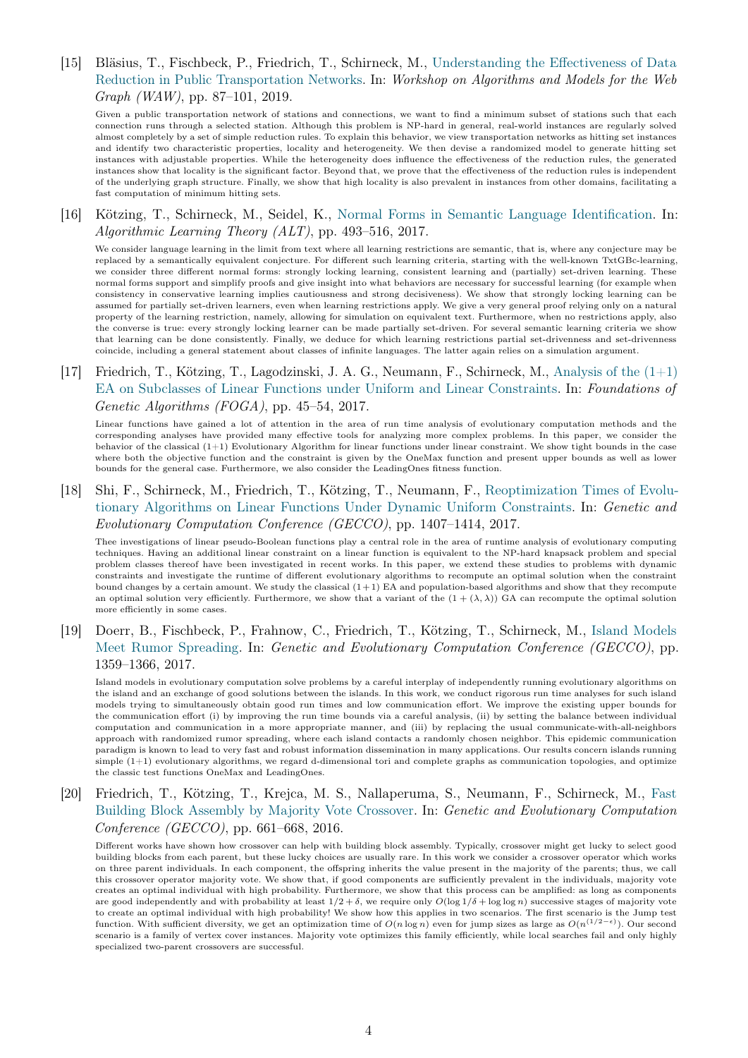[15] Bläsius, T., Fischbeck, P., Friedrich, T., Schirneck, M., Understanding the Effectiveness of Data Reduction in Public Transportation Networks. In: *Workshop on Algorithms and Models for the Web Graph (WAW)*, pp. 87–101, 2019.

Given a public transportation network of stations and connections, we want to find a minimum subset of stations such that each connection runs through a selected station. Although this problem is NP-hard in general, real-world instances are regularly solved almost completely by a set of simple reduction rules. To explain this behavior, we view transportation networks as hitting set instances and identify two characteristic properties, locality and heterogeneity. We then devise a randomized model to generate hitting set instances with adjustable properties. While the heterogeneity does influence the effectiveness of the reduction rules, the generated instances show that locality is the significant factor. Beyond that, we prove that the effectiveness of the reduction rules is independent of the underlying graph structure. Finally, we show that high locality is also prevalent in instances from other domains, facilitating a fast computation of minimum hitting sets.

[16] Kötzing, T., Schirneck, M., Seidel, K., Normal Forms in Semantic Language Identification. In: *Algorithmic Learning Theory (ALT)*, pp. 493–516, 2017.

We consider language learning in the limit from text where all learning restrictions are semantic, that is, where any conjecture may be replaced by a semantically equivalent conjecture. For different such learning criteria, starting with the well-known TxtGBc-learning, we consider three different normal forms: strongly locking learning, consistent learning and (partially) set-driven learning. These normal forms support and simplify proofs and give insight into what behaviors are necessary for successful learning (for example when consistency in conservative learning implies cautiousness and strong decisiveness). We show that strongly locking learning can be assumed for partially set-driven learners, even when learning restrictions apply. We give a very general proof relying only on a natural property of the learning restriction, namely, allowing for simulation on equivalent text. Furthermore, when no restrictions apply, also the converse is true: every strongly locking learner can be made partially set-driven. For several semantic learning criteria we show that learning can be done consistently. Finally, we deduce for which learning restrictions partial set-drivenness and set-drivenness coincide, including a general statement about classes of infinite languages. The latter again relies on a simulation argument.

[17] Friedrich, T., Kötzing, T., Lagodzinski, J. A. G., Neumann, F., Schirneck, M., Analysis of the (1+1) EA on Subclasses of Linear Functions under Uniform and Linear Constraints. In: *Foundations of Genetic Algorithms (FOGA)*, pp. 45–54, 2017.

Linear functions have gained a lot of attention in the area of run time analysis of evolutionary computation methods and the corresponding analyses have provided many effective tools for analyzing more complex problems. In this paper, we consider the behavior of the classical (1+1) Evolutionary Algorithm for linear functions under linear constraint. We show tight bounds in the case where both the objective function and the constraint is given by the OneMax function and present upper bounds as well as lower bounds for the general case. Furthermore, we also consider the LeadingOnes fitness function.

[18] Shi, F., Schirneck, M., Friedrich, T., Kötzing, T., Neumann, F., Reoptimization Times of Evolutionary Algorithms on Linear Functions Under Dynamic Uniform Constraints. In: *Genetic and Evolutionary Computation Conference (GECCO)*, pp. 1407–1414, 2017.

Thee investigations of linear pseudo-Boolean functions play a central role in the area of runtime analysis of evolutionary computing techniques. Having an additional linear constraint on a linear function is equivalent to the NP-hard knapsack problem and special problem classes thereof have been investigated in recent works. In this paper, we extend these studies to problems with dynamic constraints and investigate the runtime of different evolutionary algorithms to recompute an optimal solution when the constraint bound changes by a certain amount. We study the classical $(1+1)$ EA and population-based algorithms and show that they recompute an optimal solution very efficiently. Furthermore, we show that a variant of the $(1 + (\lambda, \lambda))$ GA can recompute the optimal solution more efficiently in some cases.

[19] Doerr, B., Fischbeck, P., Frahnow, C., Friedrich, T., Kötzing, T., Schirneck, M., Island Models Meet Rumor Spreading. In: *Genetic and Evolutionary Computation Conference (GECCO)*, pp. 1359–1366, 2017.

Island models in evolutionary computation solve problems by a careful interplay of independently running evolutionary algorithms on the island and an exchange of good solutions between the islands. In this work, we conduct rigorous run time analyses for such island models trying to simultaneously obtain good run times and low communication effort. We improve the existing upper bounds for the communication effort (i) by improving the run time bounds via a careful analysis, (ii) by setting the balance between individual computation and communication in a more appropriate manner, and (iii) by replacing the usual communicate-with-all-neighbors approach with randomized rumor spreading, where each island contacts a randomly chosen neighbor. This epidemic communication paradigm is known to lead to very fast and robust information dissemination in many applications. Our results concern islands running simple (1+1) evolutionary algorithms, we regard d-dimensional tori and complete graphs as communication topologies, and optimize the classic test functions OneMax and LeadingOnes.

[20] Friedrich, T., Kötzing, T., Krejca, M. S., Nallaperuma, S., Neumann, F., Schirneck, M., Fast Building Block Assembly by Majority Vote Crossover. In: *Genetic and Evolutionary Computation Conference (GECCO)*, pp. 661–668, 2016.

Different works have shown how crossover can help with building block assembly. Typically, crossover might get lucky to select good building blocks from each parent, but these lucky choices are usually rare. In this work we consider a crossover operator which works on three parent individuals. In each component, the offspring inherits the value present in the majority of the parents; thus, we call this crossover operator majority vote. We show that, if good components are sufficiently prevalent in the individuals, majority vote creates an optimal individual with high probability. Furthermore, we show that this process can be amplified: as long as components are good independently and with probability at least $1/2 + \delta$, we require only $O(\log 1/\delta + \log \log n)$ successive stages of majority vote to create an optimal individual with high probability! We show how this applies in two scenarios. The first scenario is the Jump test function. With sufficient diversity, we get an optimization time of $O(n \log n)$ even for jump sizes as large as $O(n^{(1/2-\epsilon)})$. Our second scenario is a family of vertex cover instances. Majority vote optimizes this family efficiently, while local searches fail and only highly specialized two-parent crossovers are successful.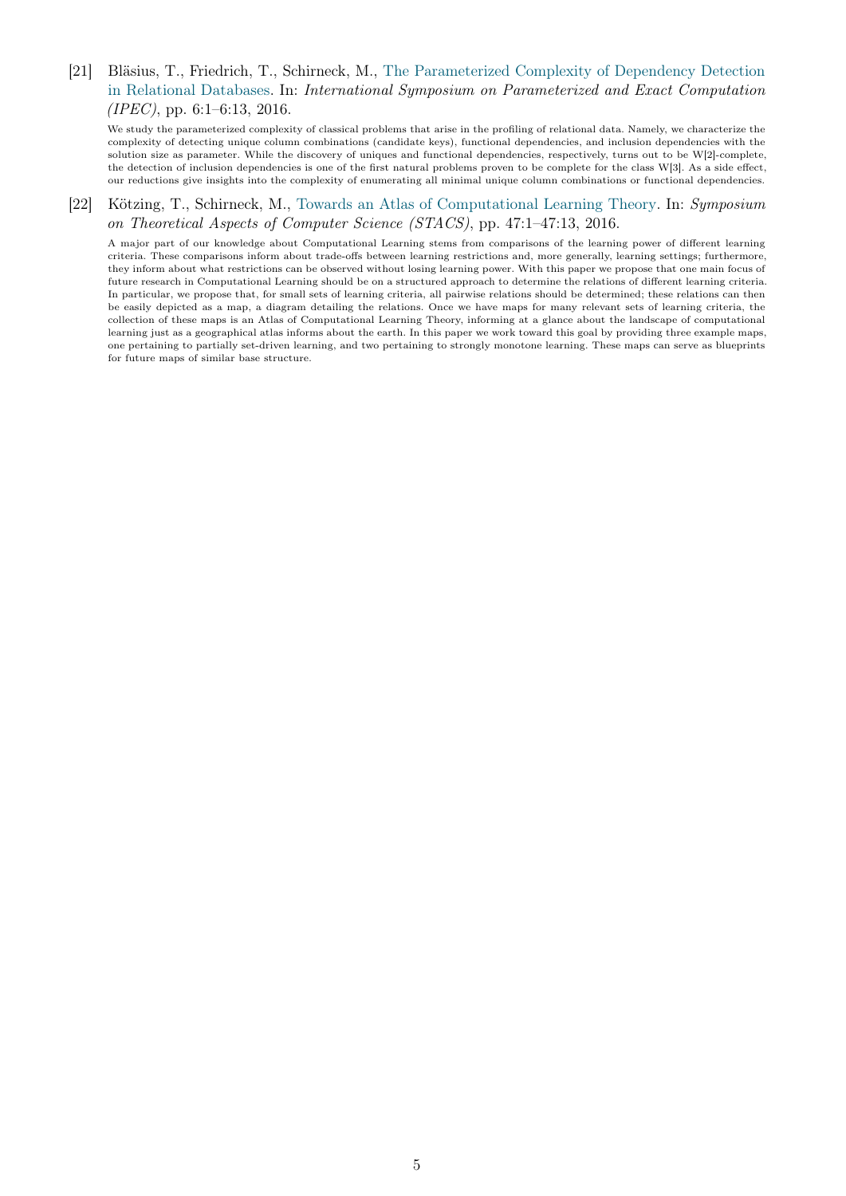[21] Bläsius, T., Friedrich, T., Schirneck, M., The Parameterized Complexity of Dependency Detection in Relational Databases. In: *International Symposium on Parameterized and Exact Computation (IPEC)*, pp. 6:1–6:13, 2016.

We study the parameterized complexity of classical problems that arise in the profiling of relational data. Namely, we characterize the complexity of detecting unique column combinations (candidate keys), functional dependencies, and inclusion dependencies with the solution size as parameter. While the discovery of uniques and functional dependencies, respectively, turns out to be W[2]-complete, the detection of inclusion dependencies is one of the first natural problems proven to be complete for the class W[3]. As a side effect, our reductions give insights into the complexity of enumerating all minimal unique column combinations or functional dependencies.

[22] Kötzing, T., Schirneck, M., Towards an Atlas of Computational Learning Theory. In: *Symposium on Theoretical Aspects of Computer Science (STACS)*, pp. 47:1–47:13, 2016.

A major part of our knowledge about Computational Learning stems from comparisons of the learning power of different learning criteria. These comparisons inform about trade-offs between learning restrictions and, more generally, learning settings; furthermore, they inform about what restrictions can be observed without losing learning power. With this paper we propose that one main focus of future research in Computational Learning should be on a structured approach to determine the relations of different learning criteria. In particular, we propose that, for small sets of learning criteria, all pairwise relations should be determined; these relations can then be easily depicted as a map, a diagram detailing the relations. Once we have maps for many relevant sets of learning criteria, the collection of these maps is an Atlas of Computational Learning Theory, informing at a glance about the landscape of computational learning just as a geographical atlas informs about the earth. In this paper we work toward this goal by providing three example maps, one pertaining to partially set-driven learning, and two pertaining to strongly monotone learning. These maps can serve as blueprints for future maps of similar base structure.